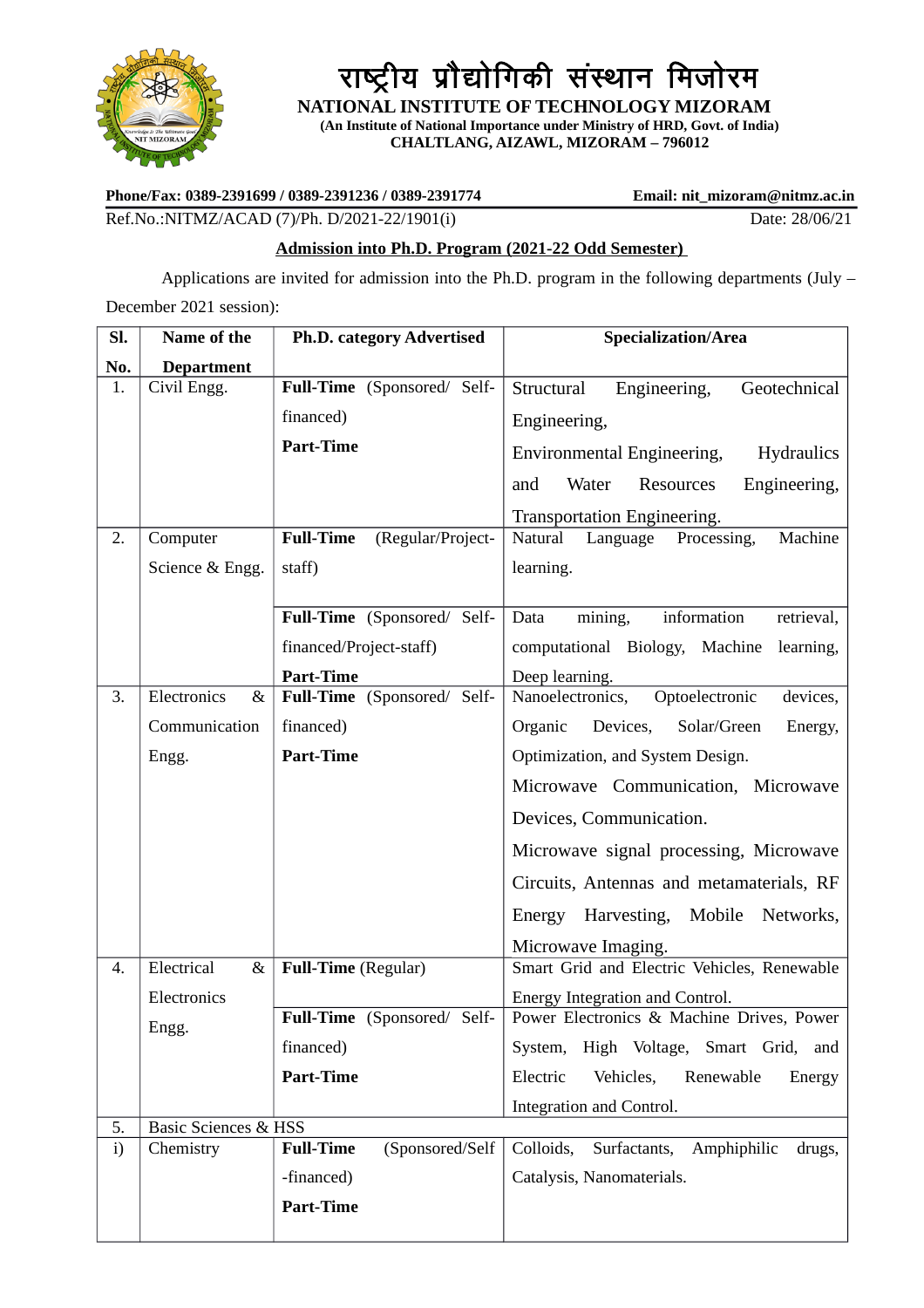# राष्ट्रीय प्रौद्योगिकी संस्थान मिजोरम

**NATIONAL INSTITUTE OF TECHNOLOGY MIZORAM**

**(An Institute of National Importance under Ministry of HRD, Govt. of India)**

**CHALTLANG, AIZAWL, MIZORAM – 796012**

**Phone/Fax: 0389-2391699 / 0389-2391236 / 0389-2391774** **Email: nit_mizoram@nitmz.ac.in**

Ref.No.:NITMZ/ACAD (7)/Ph. D/2021-22/1901(i) Date: 28/06/21

## Admission into Ph.D. Program (2021-22 Odd Semester)

Applications are invited for admission into the Ph.D. program in the following departments (July – December 2021 session):

| Sl. No. | Name of the Department | Ph.D. category Advertised | Specialization/Area |
|---|---|---|---|
| 1. | Civil Engg. | **Full-Time** (Sponsored/ Self-financed)<br>**Part-Time** | Structural Engineering, Geotechnical Engineering,<br>Environmental Engineering, Hydraulics and Water Resources Engineering,<br>Transportation Engineering. |
| 2. | Computer Science & Engg. | **Full-Time** (Regular/Project-staff) | Natural Language Processing, Machine learning. |
| | | **Full-Time** (Sponsored/ Self-financed/Project-staff)<br>**Part-Time** | Data mining, information retrieval, computational Biology, Machine learning, Deep learning. |
| 3. | Electronics & Communication Engg. | **Full-Time** (Sponsored/ Self-financed)<br>**Part-Time** | Nanoelectronics, Optoelectronic devices, Organic Devices, Solar/Green Energy, Optimization, and System Design.<br>Microwave Communication, Microwave Devices, Communication.<br>Microwave signal processing, Microwave Circuits, Antennas and metamaterials, RF Energy Harvesting, Mobile Networks, Microwave Imaging. |
| 4. | Electrical & Electronics Engg. | **Full-Time** (Regular) | Smart Grid and Electric Vehicles, Renewable Energy Integration and Control. |
| | | **Full-Time** (Sponsored/ Self-financed)<br>**Part-Time** | Power Electronics & Machine Drives, Power System, High Voltage, Smart Grid, and Electric Vehicles, Renewable Energy Integration and Control. |
| 5. | Basic Sciences & HSS | | |
| i) | Chemistry | **Full-Time** (Sponsored/Self-financed)<br>**Part-Time** | Colloids, Surfactants, Amphiphilic drugs, Catalysis, Nanomaterials. |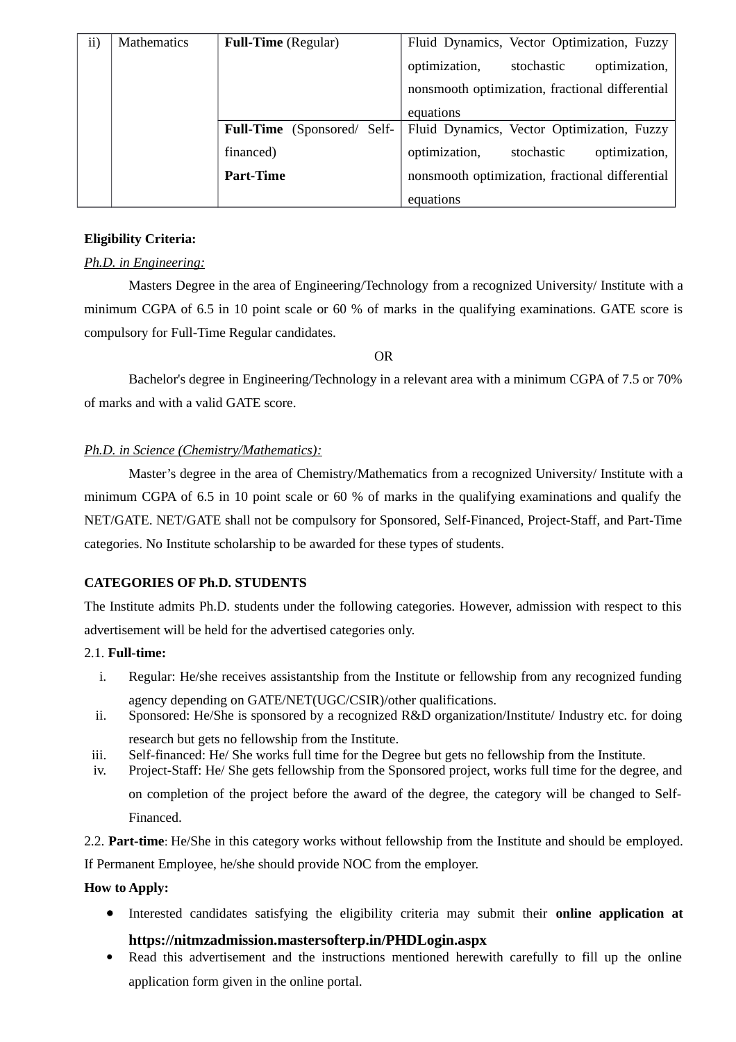| ii) | Mathematics | **Full-Time** (Regular) | Fluid Dynamics, Vector Optimization, Fuzzy optimization, stochastic optimization, nonsmooth optimization, fractional differential equations |
|---|---|---|---|
| | | **Full-Time** (Sponsored/ Self-financed)<br>**Part-Time** | Fluid Dynamics, Vector Optimization, Fuzzy optimization, stochastic optimization, nonsmooth optimization, fractional differential equations |

**Eligibility Criteria:**

*Ph.D. in Engineering:*

Masters Degree in the area of Engineering/Technology from a recognized University/ Institute with a minimum CGPA of 6.5 in 10 point scale or 60 % of marks in the qualifying examinations. GATE score is compulsory for Full-Time Regular candidates.

OR

Bachelor's degree in Engineering/Technology in a relevant area with a minimum CGPA of 7.5 or 70% of marks and with a valid GATE score.

*Ph.D. in Science (Chemistry/Mathematics):*

Master's degree in the area of Chemistry/Mathematics from a recognized University/ Institute with a minimum CGPA of 6.5 in 10 point scale or 60 % of marks in the qualifying examinations and qualify the NET/GATE. NET/GATE shall not be compulsory for Sponsored, Self-Financed, Project-Staff, and Part-Time categories. No Institute scholarship to be awarded for these types of students.

**CATEGORIES OF Ph.D. STUDENTS**

The Institute admits Ph.D. students under the following categories. However, admission with respect to this advertisement will be held for the advertised categories only.

2.1. **Full-time:**

i. Regular: He/she receives assistantship from the Institute or fellowship from any recognized funding agency depending on GATE/NET(UGC/CSIR)/other qualifications.
ii. Sponsored: He/She is sponsored by a recognized R&D organization/Institute/ Industry etc. for doing research but gets no fellowship from the Institute.
iii. Self-financed: He/ She works full time for the Degree but gets no fellowship from the Institute.
iv. Project-Staff: He/ She gets fellowship from the Sponsored project, works full time for the degree, and on completion of the project before the award of the degree, the category will be changed to Self-Financed.

2.2. **Part-time**: He/She in this category works without fellowship from the Institute and should be employed. If Permanent Employee, he/she should provide NOC from the employer.

**How to Apply:**

- Interested candidates satisfying the eligibility criteria may submit their **online application at https://nitmzadmission.mastersofterp.in/PHDLogin.aspx**
- Read this advertisement and the instructions mentioned herewith carefully to fill up the online application form given in the online portal.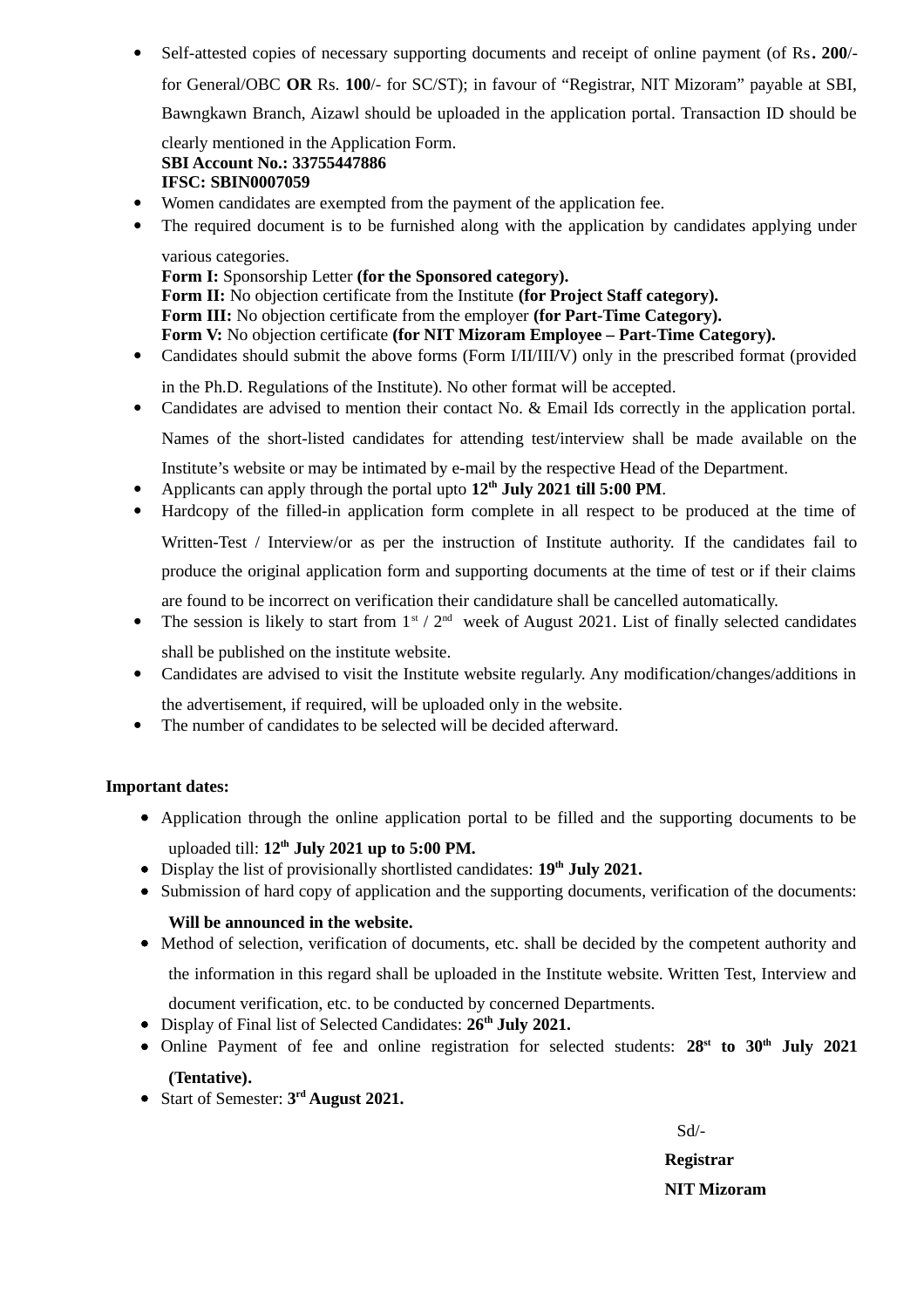- Self-attested copies of necessary supporting documents and receipt of online payment (of Rs. **200**/- for General/OBC **OR** Rs. **100**/- for SC/ST); in favour of "Registrar, NIT Mizoram" payable at SBI, Bawngkawn Branch, Aizawl should be uploaded in the application portal. Transaction ID should be clearly mentioned in the Application Form.
  **SBI Account No.: 33755447886**
  **IFSC: SBIN0007059**
- Women candidates are exempted from the payment of the application fee.
- The required document is to be furnished along with the application by candidates applying under various categories.
  **Form I:** Sponsorship Letter **(for the Sponsored category).**
  **Form II:** No objection certificate from the Institute **(for Project Staff category).**
  **Form III:** No objection certificate from the employer **(for Part-Time Category).**
  **Form V:** No objection certificate **(for NIT Mizoram Employee – Part-Time Category).**
- Candidates should submit the above forms (Form I/II/III/V) only in the prescribed format (provided in the Ph.D. Regulations of the Institute). No other format will be accepted.
- Candidates are advised to mention their contact No. & Email Ids correctly in the application portal. Names of the short-listed candidates for attending test/interview shall be made available on the Institute's website or may be intimated by e-mail by the respective Head of the Department.
- Applicants can apply through the portal upto **12th July 2021 till 5:00 PM**.
- Hardcopy of the filled-in application form complete in all respect to be produced at the time of Written-Test / Interview/or as per the instruction of Institute authority. If the candidates fail to produce the original application form and supporting documents at the time of test or if their claims are found to be incorrect on verification their candidature shall be cancelled automatically.
- The session is likely to start from 1st / 2nd week of August 2021. List of finally selected candidates shall be published on the institute website.
- Candidates are advised to visit the Institute website regularly. Any modification/changes/additions in the advertisement, if required, will be uploaded only in the website.
- The number of candidates to be selected will be decided afterward.

**Important dates:**

- Application through the online application portal to be filled and the supporting documents to be uploaded till: **12th July 2021 up to 5:00 PM.**
- Display the list of provisionally shortlisted candidates: **19th July 2021.**
- Submission of hard copy of application and the supporting documents, verification of the documents: **Will be announced in the website.**
- Method of selection, verification of documents, etc. shall be decided by the competent authority and the information in this regard shall be uploaded in the Institute website. Written Test, Interview and document verification, etc. to be conducted by concerned Departments.
- Display of Final list of Selected Candidates: **26th July 2021.**
- Online Payment of fee and online registration for selected students: **28st to 30th July 2021 (Tentative).**
- Start of Semester: **3rd August 2021.**

Sd/-

**Registrar**

**NIT Mizoram**